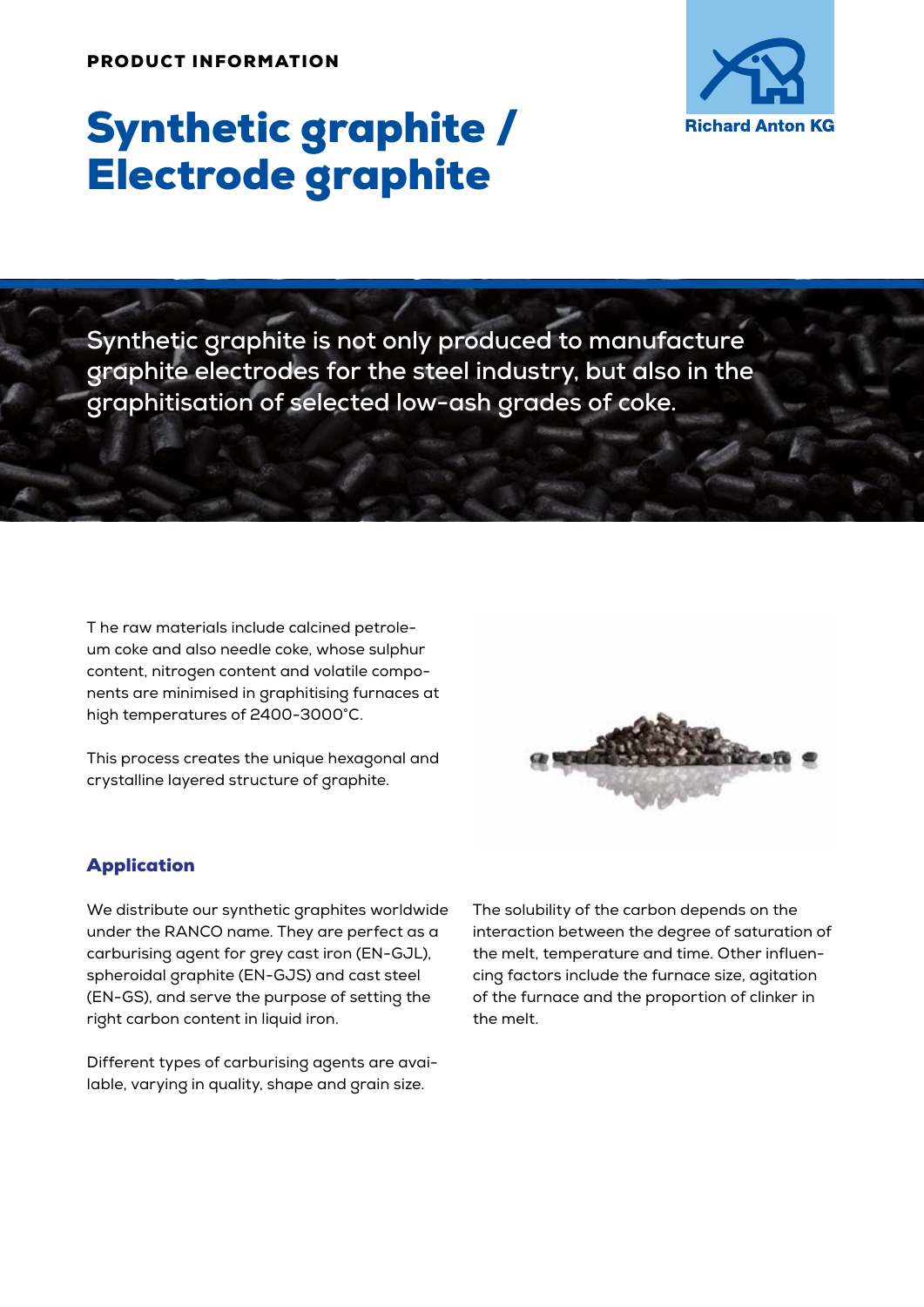PRODUCT INFORMATION

# Synthetic graphite / Electrode graphite

Richard Anton KG

**Synthetic graphite is not only produced to manufacture graphite electrodes for the steel industry, but also in the graphitisation of selected low-ash grades of coke.**

The raw materials include calcined petroleum coke and also needle coke, whose sulphur content, nitrogen content and volatile components are minimised in graphitising furnaces at high temperatures of 2400-3000°C.

This process creates the unique hexagonal and crystalline layered structure of graphite.

## Application

We distribute our synthetic graphites worldwide under the RANCO name. They are perfect as a carburising agent for grey cast iron (EN-GJL), spheroidal graphite (EN-GJS) and cast steel (EN-GS), and serve the purpose of setting the right carbon content in liquid iron.

Different types of carburising agents are available, varying in quality, shape and grain size.

The solubility of the carbon depends on the interaction between the degree of saturation of the melt, temperature and time. Other influencing factors include the furnace size, agitation of the furnace and the proportion of clinker in the melt.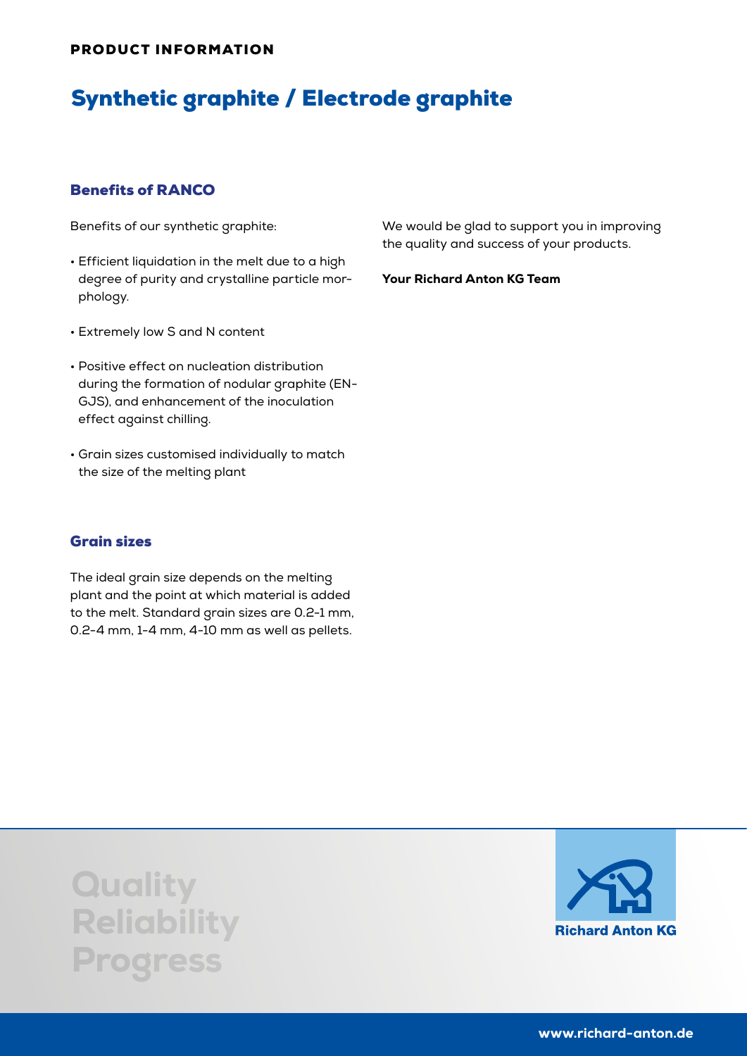PRODUCT INFORMATION

# Synthetic graphite / Electrode graphite

## Benefits of RANCO

Benefits of our synthetic graphite:

- Efficient liquidation in the melt due to a high degree of purity and crystalline particle morphology.
- Extremely low S and N content
- Positive effect on nucleation distribution during the formation of nodular graphite (EN-GJS), and enhancement of the inoculation effect against chilling.
- Grain sizes customised individually to match the size of the melting plant

## Grain sizes

The ideal grain size depends on the melting plant and the point at which material is added to the melt. Standard grain sizes are 0.2-1 mm, 0.2-4 mm, 1-4 mm, 4-10 mm as well as pellets.

We would be glad to support you in improving the quality and success of your products.

**Your Richard Anton KG Team**

Quality
Reliability
Progress

Richard Anton KG

www.richard-anton.de